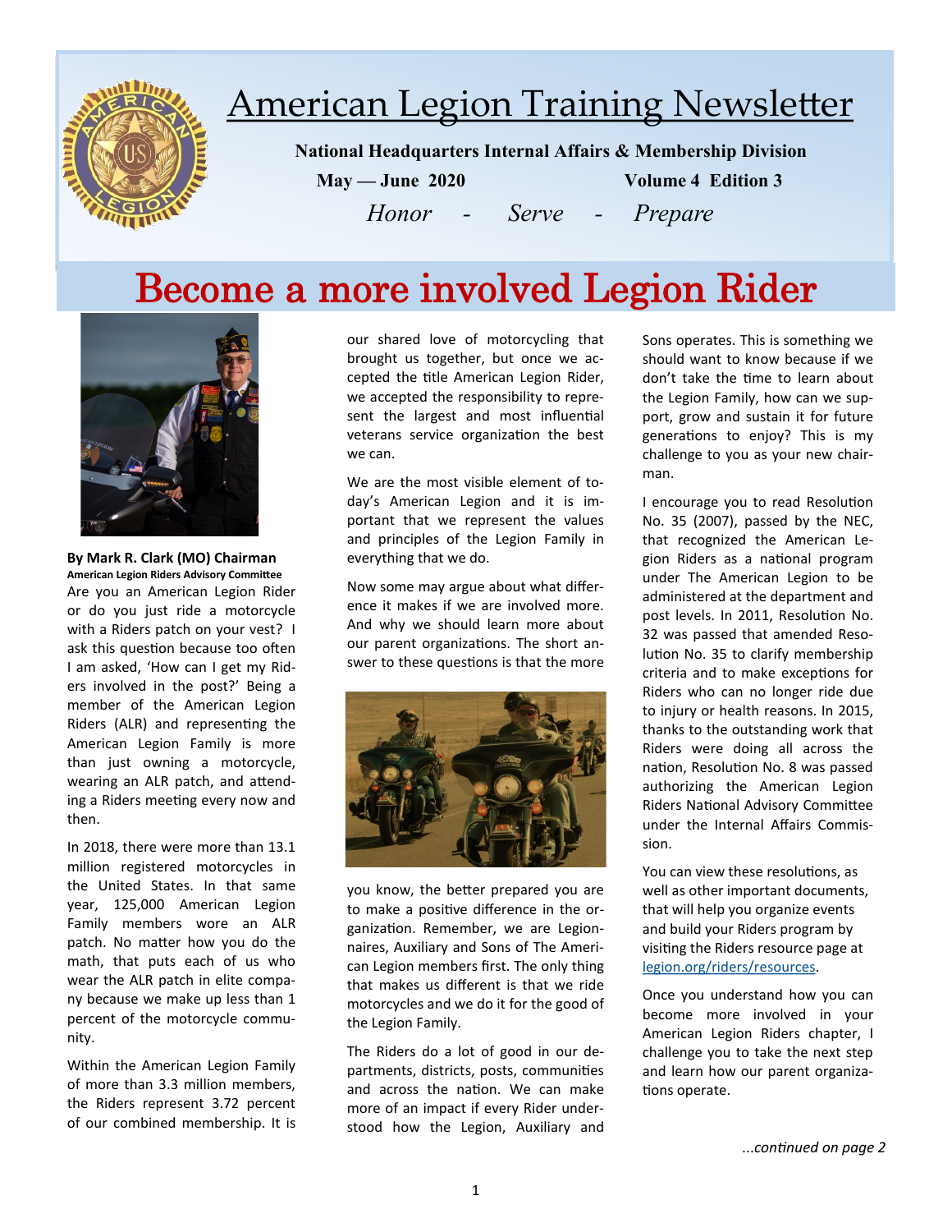# American Legion Training Newsletter

**National Headquarters Internal Affairs & Membership Division**

**May — June 2020** **Volume 4 Edition 3**

*Honor - Serve - Prepare*

## Become a more involved Legion Rider

**By Mark R. Clark (MO) Chairman**
**American Legion Riders Advisory Committee**

Are you an American Legion Rider or do you just ride a motorcycle with a Riders patch on your vest? I ask this question because too often I am asked, 'How can I get my Riders involved in the post?' Being a member of the American Legion Riders (ALR) and representing the American Legion Family is more than just owning a motorcycle, wearing an ALR patch, and attending a Riders meeting every now and then.

In 2018, there were more than 13.1 million registered motorcycles in the United States. In that same year, 125,000 American Legion Family members wore an ALR patch. No matter how you do the math, that puts each of us who wear the ALR patch in elite company because we make up less than 1 percent of the motorcycle community.

Within the American Legion Family of more than 3.3 million members, the Riders represent 3.72 percent of our combined membership. It is our shared love of motorcycling that brought us together, but once we accepted the title American Legion Rider, we accepted the responsibility to represent the largest and most influential veterans service organization the best we can.

We are the most visible element of today's American Legion and it is important that we represent the values and principles of the Legion Family in everything that we do.

Now some may argue about what difference it makes if we are involved more. And why we should learn more about our parent organizations. The short answer to these questions is that the more you know, the better prepared you are to make a positive difference in the organization. Remember, we are Legionnaires, Auxiliary and Sons of The American Legion members first. The only thing that makes us different is that we ride motorcycles and we do it for the good of the Legion Family.

The Riders do a lot of good in our departments, districts, posts, communities and across the nation. We can make more of an impact if every Rider understood how the Legion, Auxiliary and Sons operates. This is something we should want to know because if we don't take the time to learn about the Legion Family, how can we support, grow and sustain it for future generations to enjoy? This is my challenge to you as your new chairman.

I encourage you to read Resolution No. 35 (2007), passed by the NEC, that recognized the American Legion Riders as a national program under The American Legion to be administered at the department and post levels. In 2011, Resolution No. 32 was passed that amended Resolution No. 35 to clarify membership criteria and to make exceptions for Riders who can no longer ride due to injury or health reasons. In 2015, thanks to the outstanding work that Riders were doing all across the nation, Resolution No. 8 was passed authorizing the American Legion Riders National Advisory Committee under the Internal Affairs Commission.

You can view these resolutions, as well as other important documents, that will help you organize events and build your Riders program by visiting the Riders resource page at legion.org/riders/resources.

Once you understand how you can become more involved in your American Legion Riders chapter, I challenge you to take the next step and learn how our parent organizations operate.

*...continued on page 2*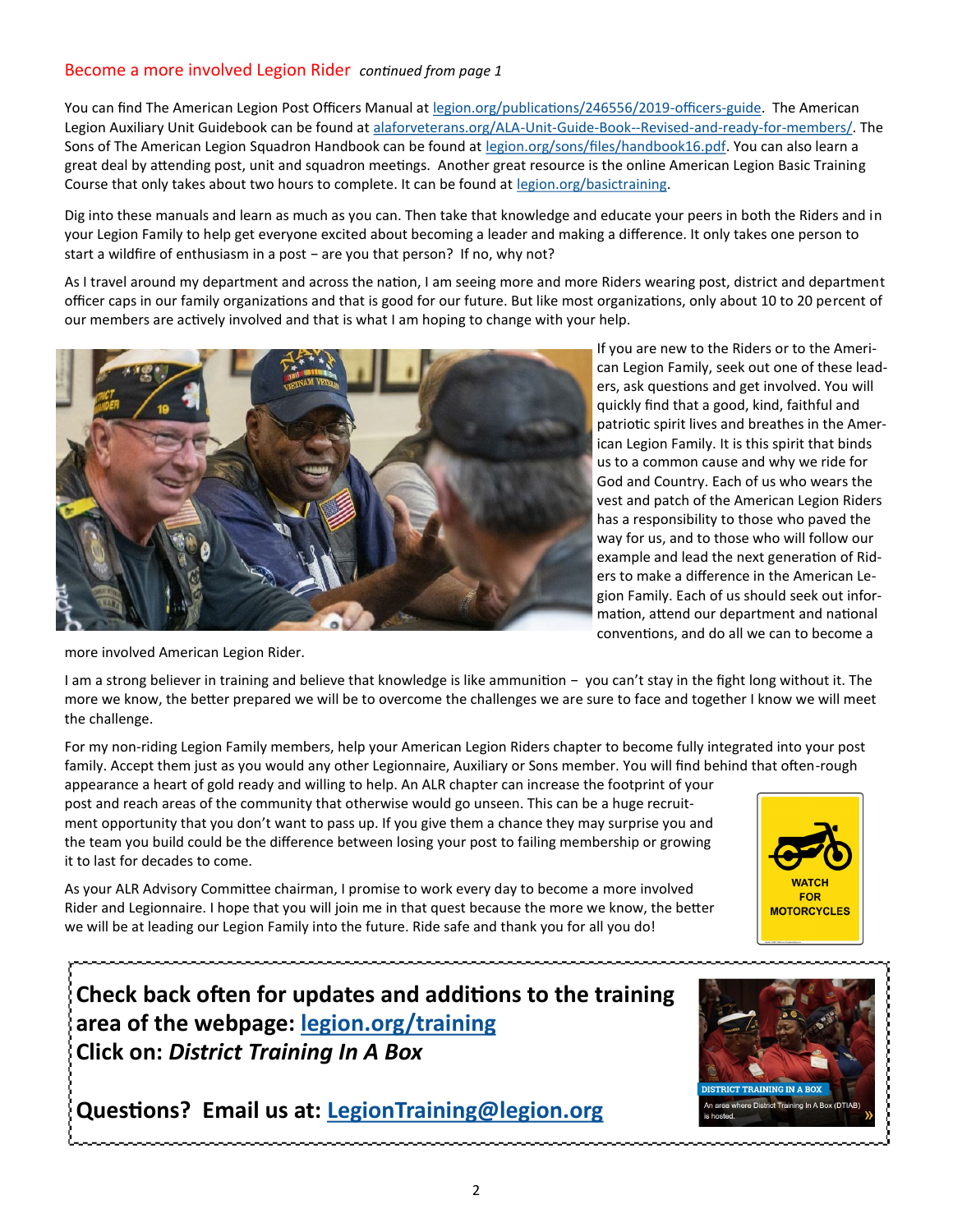## Become a more involved Legion Rider *continued from page 1*

You can find The American Legion Post Officers Manual at [legion.org/publications/246556/2019-officers-guide](legion.org/publications/246556/2019-officers-guide). The American Legion Auxiliary Unit Guidebook can be found at [alaforveterans.org/ALA-Unit-Guide-Book--Revised-and-ready-for-members/](alaforveterans.org/ALA-Unit-Guide-Book--Revised-and-ready-for-members/). The Sons of The American Legion Squadron Handbook can be found at [legion.org/sons/files/handbook16.pdf](legion.org/sons/files/handbook16.pdf). You can also learn a great deal by attending post, unit and squadron meetings. Another great resource is the online American Legion Basic Training Course that only takes about two hours to complete. It can be found at [legion.org/basictraining](legion.org/basictraining).

Dig into these manuals and learn as much as you can. Then take that knowledge and educate your peers in both the Riders and in your Legion Family to help get everyone excited about becoming a leader and making a difference. It only takes one person to start a wildfire of enthusiasm in a post – are you that person? If no, why not?

As I travel around my department and across the nation, I am seeing more and more Riders wearing post, district and department officer caps in our family organizations and that is good for our future. But like most organizations, only about 10 to 20 percent of our members are actively involved and that is what I am hoping to change with your help.

If you are new to the Riders or to the American Legion Family, seek out one of these leaders, ask questions and get involved. You will quickly find that a good, kind, faithful and patriotic spirit lives and breathes in the American Legion Family. It is this spirit that binds us to a common cause and why we ride for God and Country. Each of us who wears the vest and patch of the American Legion Riders has a responsibility to those who paved the way for us, and to those who will follow our example and lead the next generation of Riders to make a difference in the American Legion Family. Each of us should seek out information, attend our department and national conventions, and do all we can to become a more involved American Legion Rider.

I am a strong believer in training and believe that knowledge is like ammunition – you can't stay in the fight long without it. The more we know, the better prepared we will be to overcome the challenges we are sure to face and together I know we will meet the challenge.

For my non-riding Legion Family members, help your American Legion Riders chapter to become fully integrated into your post family. Accept them just as you would any other Legionnaire, Auxiliary or Sons member. You will find behind that often-rough appearance a heart of gold ready and willing to help. An ALR chapter can increase the footprint of your post and reach areas of the community that otherwise would go unseen. This can be a huge recruitment opportunity that you don't want to pass up. If you give them a chance they may surprise you and the team you build could be the difference between losing your post to failing membership or growing it to last for decades to come.

As your ALR Advisory Committee chairman, I promise to work every day to become a more involved Rider and Legionnaire. I hope that you will join me in that quest because the more we know, the better we will be at leading our Legion Family into the future. Ride safe and thank you for all you do!

WATCH FOR MOTORCYCLES

**Check back often for updates and additions to the training area of the webpage: [legion.org/training](legion.org/training)**
**Click on: *District Training In A Box***

**Questions? Email us at: [LegionTraining@legion.org](mailto:LegionTraining@legion.org)**

DISTRICT TRAINING IN A BOX

An area where District Training In A Box (DTIAB) is hosted.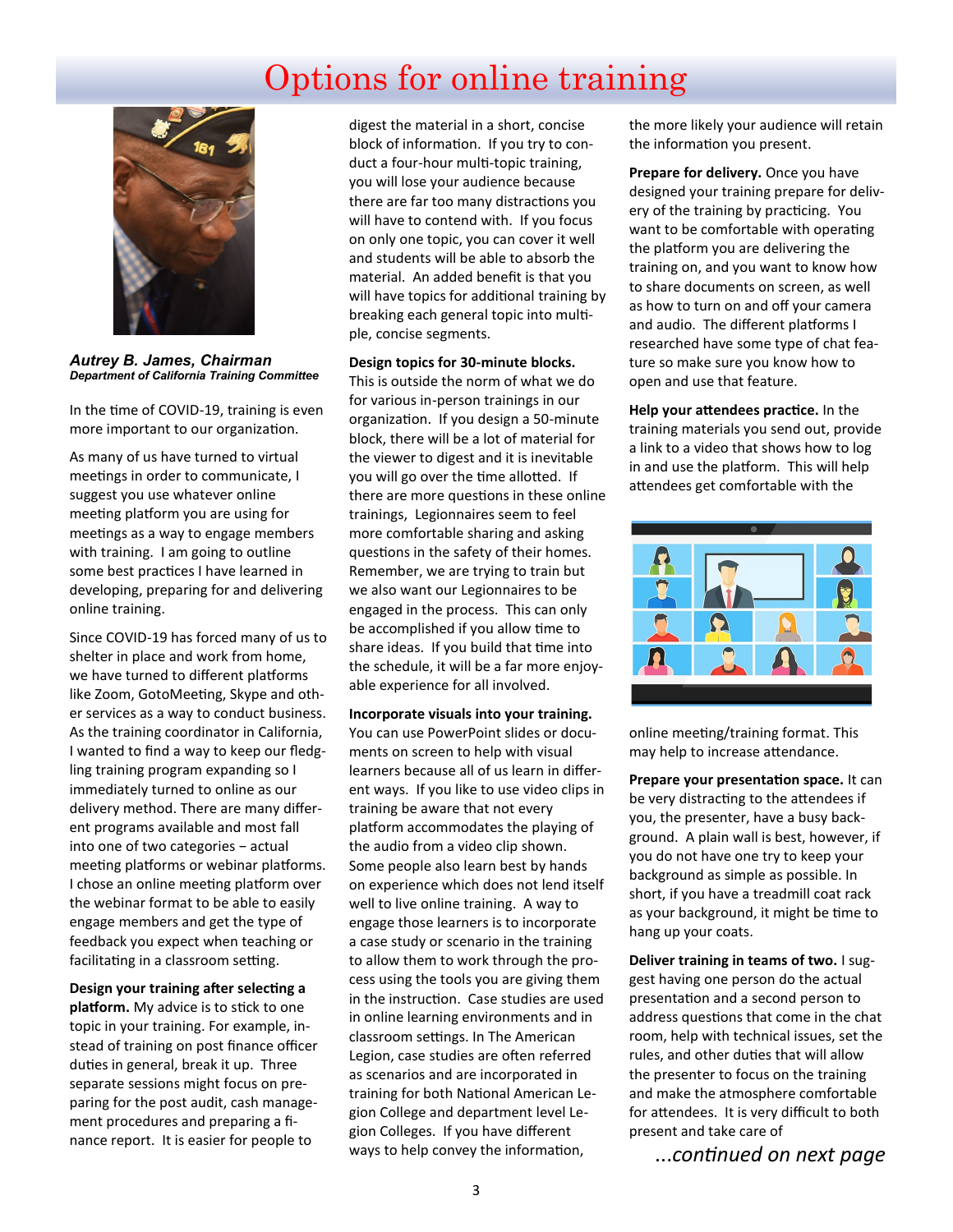# Options for online training

***Autrey B. James, Chairman***
***Department of California Training Committee***

In the time of COVID-19, training is even more important to our organization.

As many of us have turned to virtual meetings in order to communicate, I suggest you use whatever online meeting platform you are using for meetings as a way to engage members with training. I am going to outline some best practices I have learned in developing, preparing for and delivering online training.

Since COVID-19 has forced many of us to shelter in place and work from home, we have turned to different platforms like Zoom, GotoMeeting, Skype and other services as a way to conduct business. As the training coordinator in California, I wanted to find a way to keep our fledgling training program expanding so I immediately turned to online as our delivery method. There are many different programs available and most fall into one of two categories – actual meeting platforms or webinar platforms. I chose an online meeting platform over the webinar format to be able to easily engage members and get the type of feedback you expect when teaching or facilitating in a classroom setting.

**Design your training after selecting a platform.** My advice is to stick to one topic in your training. For example, instead of training on post finance officer duties in general, break it up. Three separate sessions might focus on preparing for the post audit, cash management procedures and preparing a finance report. It is easier for people to digest the material in a short, concise block of information. If you try to conduct a four-hour multi-topic training, you will lose your audience because there are far too many distractions you will have to contend with. If you focus on only one topic, you can cover it well and students will be able to absorb the material. An added benefit is that you will have topics for additional training by breaking each general topic into multiple, concise segments.

**Design topics for 30-minute blocks.** This is outside the norm of what we do for various in-person trainings in our organization. If you design a 50-minute block, there will be a lot of material for the viewer to digest and it is inevitable you will go over the time allotted. If there are more questions in these online trainings, Legionnaires seem to feel more comfortable sharing and asking questions in the safety of their homes. Remember, we are trying to train but we also want our Legionnaires to be engaged in the process. This can only be accomplished if you allow time to share ideas. If you build that time into the schedule, it will be a far more enjoyable experience for all involved.

**Incorporate visuals into your training.** You can use PowerPoint slides or documents on screen to help with visual learners because all of us learn in different ways. If you like to use video clips in training be aware that not every platform accommodates the playing of the audio from a video clip shown. Some people also learn best by hands on experience which does not lend itself well to live online training. A way to engage those learners is to incorporate a case study or scenario in the training to allow them to work through the process using the tools you are giving them in the instruction. Case studies are used in online learning environments and in classroom settings. In The American Legion, case studies are often referred as scenarios and are incorporated in training for both National American Legion College and department level Legion Colleges. If you have different ways to help convey the information, the more likely your audience will retain the information you present.

**Prepare for delivery.** Once you have designed your training prepare for delivery of the training by practicing. You want to be comfortable with operating the platform you are delivering the training on, and you want to know how to share documents on screen, as well as how to turn on and off your camera and audio. The different platforms I researched have some type of chat feature so make sure you know how to open and use that feature.

**Help your attendees practice.** In the training materials you send out, provide a link to a video that shows how to log in and use the platform. This will help attendees get comfortable with the online meeting/training format. This may help to increase attendance.

**Prepare your presentation space.** It can be very distracting to the attendees if you, the presenter, have a busy background. A plain wall is best, however, if you do not have one try to keep your background as simple as possible. In short, if you have a treadmill coat rack as your background, it might be time to hang up your coats.

**Deliver training in teams of two.** I suggest having one person do the actual presentation and a second person to address questions that come in the chat room, help with technical issues, set the rules, and other duties that will allow the presenter to focus on the training and make the atmosphere comfortable for attendees. It is very difficult to both present and take care of

*...continued on next page*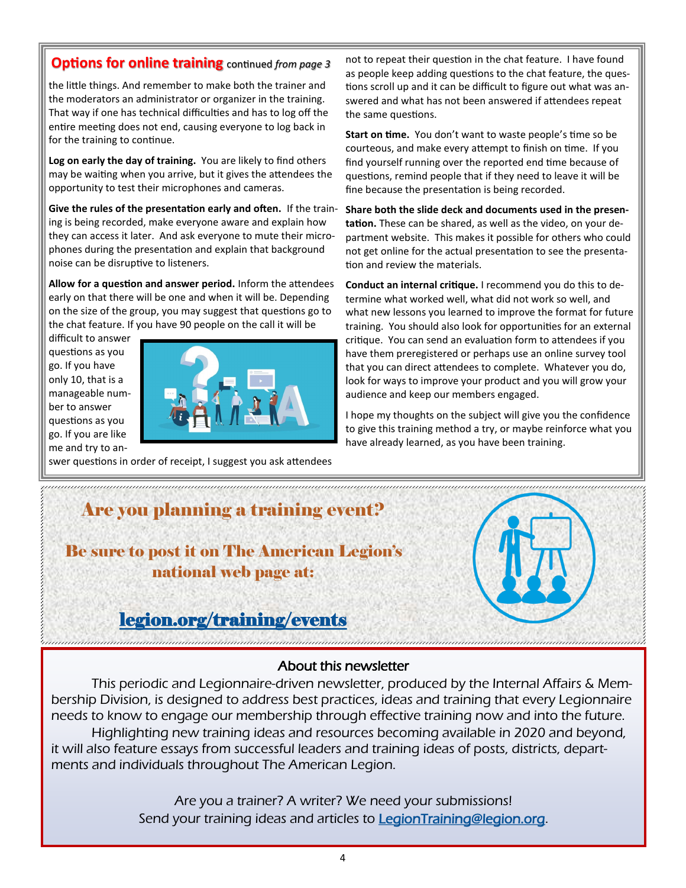## Options for online training *continued from page 3*

the little things. And remember to make both the trainer and the moderators an administrator or organizer in the training. That way if one has technical difficulties and has to log off the entire meeting does not end, causing everyone to log back in for the training to continue.

**Log on early the day of training.** You are likely to find others may be waiting when you arrive, but it gives the attendees the opportunity to test their microphones and cameras.

**Give the rules of the presentation early and often.** If the training is being recorded, make everyone aware and explain how they can access it later. And ask everyone to mute their microphones during the presentation and explain that background noise can be disruptive to listeners.

**Allow for a question and answer period.** Inform the attendees early on that there will be one and when it will be. Depending on the size of the group, you may suggest that questions go to the chat feature. If you have 90 people on the call it will be difficult to answer questions as you go. If you have only 10, that is a manageable number to answer questions as you go. If you are like me and try to answer questions in order of receipt, I suggest you ask attendees not to repeat their question in the chat feature. I have found as people keep adding questions to the chat feature, the questions scroll up and it can be difficult to figure out what was answered and what has not been answered if attendees repeat the same questions.

**Start on time.** You don't want to waste people's time so be courteous, and make every attempt to finish on time. If you find yourself running over the reported end time because of questions, remind people that if they need to leave it will be fine because the presentation is being recorded.

**Share both the slide deck and documents used in the presentation.** These can be shared, as well as the video, on your department website. This makes it possible for others who could not get online for the actual presentation to see the presentation and review the materials.

**Conduct an internal critique.** I recommend you do this to determine what worked well, what did not work so well, and what new lessons you learned to improve the format for future training. You should also look for opportunities for an external critique. You can send an evaluation form to attendees if you have them preregistered or perhaps use an online survey tool that you can direct attendees to complete. Whatever you do, look for ways to improve your product and you will grow your audience and keep our members engaged.

I hope my thoughts on the subject will give you the confidence to give this training method a try, or maybe reinforce what you have already learned, as you have been training.

## Are you planning a training event?

**Be sure to post it on The American Legion's national web page at:**

**legion.org/training/events**

### About this newsletter

This periodic and Legionnaire-driven newsletter, produced by the Internal Affairs & Membership Division, is designed to address best practices, ideas and training that every Legionnaire needs to know to engage our membership through effective training now and into the future.

Highlighting new training ideas and resources becoming available in 2020 and beyond, it will also feature essays from successful leaders and training ideas of posts, districts, departments and individuals throughout The American Legion.

Are you a trainer? A writer? We need your submissions!
Send your training ideas and articles to LegionTraining@legion.org.